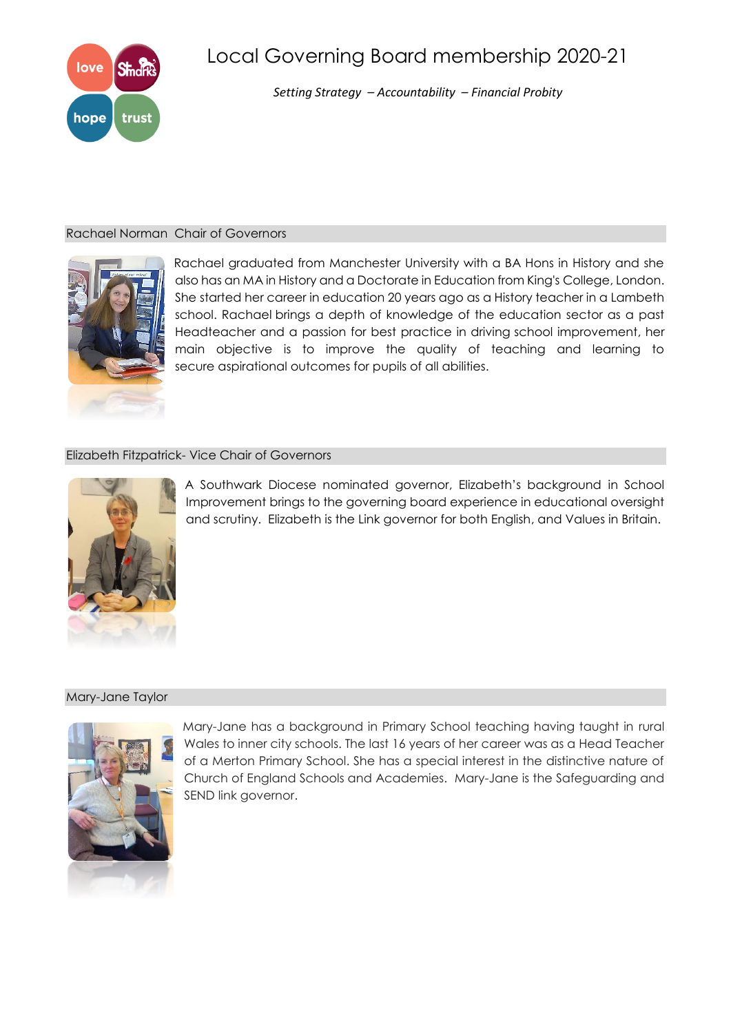# Local Governing Board membership 2020-21

*Setting Strategy – Accountability – Financial Probity*

## Rachael Norman Chair of Governors

Rachael graduated from Manchester University with a BA Hons in History and she also has an MA in History and a Doctorate in Education from King's College, London. She started her career in education 20 years ago as a History teacher in a Lambeth school. Rachael brings a depth of knowledge of the education sector as a past Headteacher and a passion for best practice in driving school improvement, her main objective is to improve the quality of teaching and learning to secure aspirational outcomes for pupils of all abilities.

## Elizabeth Fitzpatrick- Vice Chair of Governors

A Southwark Diocese nominated governor, Elizabeth's background in School Improvement brings to the governing board experience in educational oversight and scrutiny. Elizabeth is the Link governor for both English, and Values in Britain.

## Mary-Jane Taylor

Mary-Jane has a background in Primary School teaching having taught in rural Wales to inner city schools. The last 16 years of her career was as a Head Teacher of a Merton Primary School. She has a special interest in the distinctive nature of Church of England Schools and Academies. Mary-Jane is the Safeguarding and SEND link governor.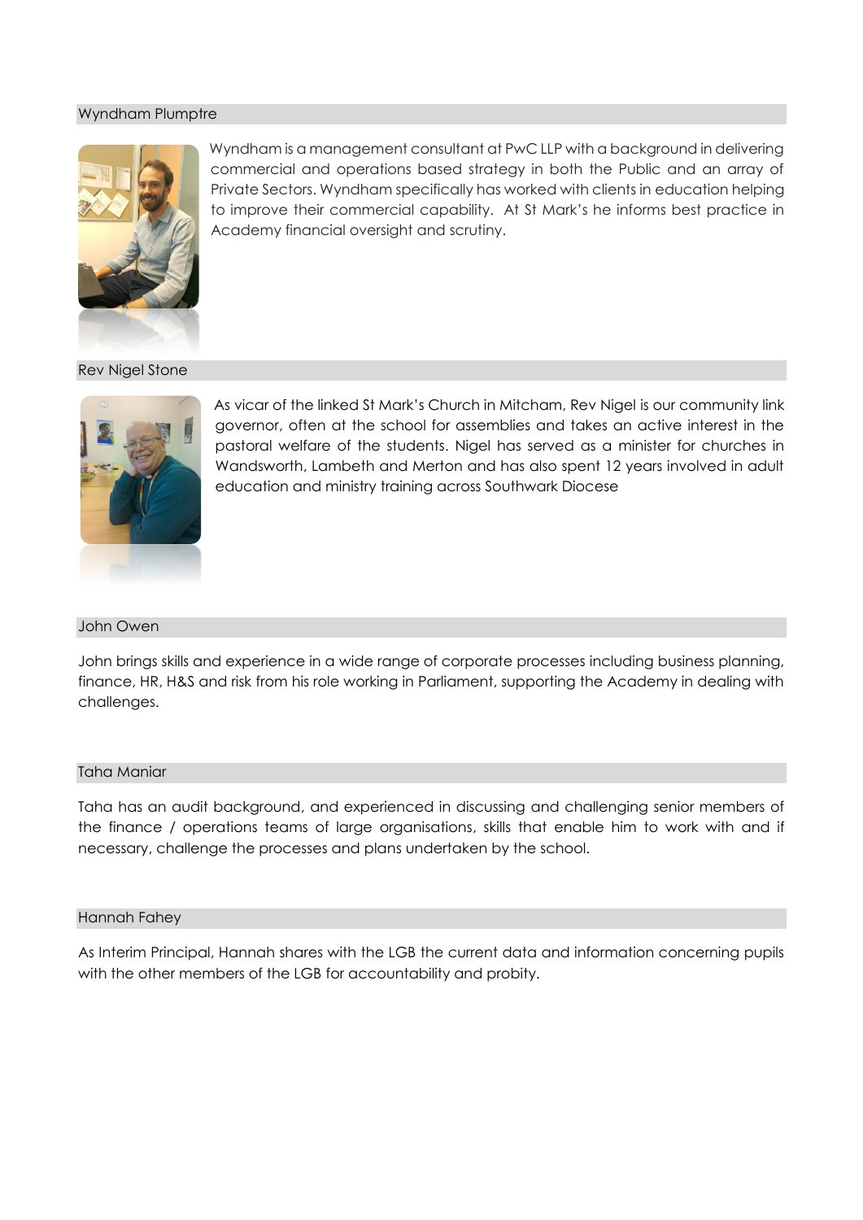## Wyndham Plumptre

Wyndham is a management consultant at PwC LLP with a background in delivering commercial and operations based strategy in both the Public and an array of Private Sectors. Wyndham specifically has worked with clients in education helping to improve their commercial capability. At St Mark's he informs best practice in Academy financial oversight and scrutiny.

## Rev Nigel Stone

As vicar of the linked St Mark's Church in Mitcham, Rev Nigel is our community link governor, often at the school for assemblies and takes an active interest in the pastoral welfare of the students. Nigel has served as a minister for churches in Wandsworth, Lambeth and Merton and has also spent 12 years involved in adult education and ministry training across Southwark Diocese

## John Owen

John brings skills and experience in a wide range of corporate processes including business planning, finance, HR, H&S and risk from his role working in Parliament, supporting the Academy in dealing with challenges.

## Taha Maniar

Taha has an audit background, and experienced in discussing and challenging senior members of the finance / operations teams of large organisations, skills that enable him to work with and if necessary, challenge the processes and plans undertaken by the school.

## Hannah Fahey

As Interim Principal, Hannah shares with the LGB the current data and information concerning pupils with the other members of the LGB for accountability and probity.